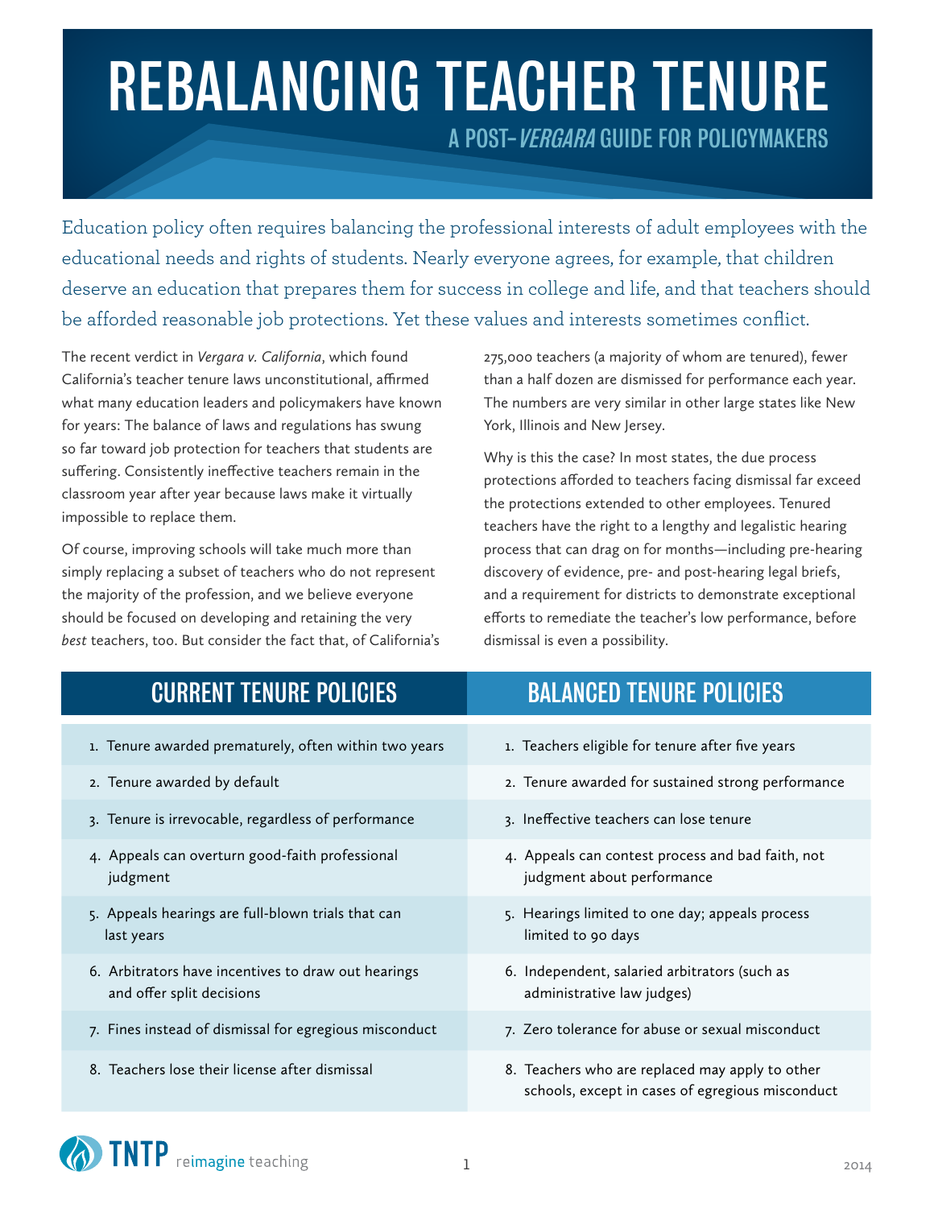# REBALANCING TEACHER TENURE

## A POST-*VERGARA* GUIDE FOR POLICYMAKERS

Education policy often requires balancing the professional interests of adult employees with the educational needs and rights of students. Nearly everyone agrees, for example, that children deserve an education that prepares them for success in college and life, and that teachers should be afforded reasonable job protections. Yet these values and interests sometimes conflict.

The recent verdict in *Vergara v. California*, which found California's teacher tenure laws unconstitutional, affirmed what many education leaders and policymakers have known for years: The balance of laws and regulations has swung so far toward job protection for teachers that students are suffering. Consistently ineffective teachers remain in the classroom year after year because laws make it virtually impossible to replace them.

Of course, improving schools will take much more than simply replacing a subset of teachers who do not represent the majority of the profession, and we believe everyone should be focused on developing and retaining the very *best* teachers, too. But consider the fact that, of California's 275,000 teachers (a majority of whom are tenured), fewer than a half dozen are dismissed for performance each year. The numbers are very similar in other large states like New York, Illinois and New Jersey.

Why is this the case? In most states, the due process protections afforded to teachers facing dismissal far exceed the protections extended to other employees. Tenured teachers have the right to a lengthy and legalistic hearing process that can drag on for months—including pre-hearing discovery of evidence, pre- and post-hearing legal briefs, and a requirement for districts to demonstrate exceptional efforts to remediate the teacher's low performance, before dismissal is even a possibility.

| CURRENT TENURE POLICIES | BALANCED TENURE POLICIES |
|---|---|
| 1. Tenure awarded prematurely, often within two years | 1. Teachers eligible for tenure after five years |
| 2. Tenure awarded by default | 2. Tenure awarded for sustained strong performance |
| 3. Tenure is irrevocable, regardless of performance | 3. Ineffective teachers can lose tenure |
| 4. Appeals can overturn good-faith professional judgment | 4. Appeals can contest process and bad faith, not judgment about performance |
| 5. Appeals hearings are full-blown trials that can last years | 5. Hearings limited to one day; appeals process limited to 90 days |
| 6. Arbitrators have incentives to draw out hearings and offer split decisions | 6. Independent, salaried arbitrators (such as administrative law judges) |
| 7. Fines instead of dismissal for egregious misconduct | 7. Zero tolerance for abuse or sexual misconduct |
| 8. Teachers lose their license after dismissal | 8. Teachers who are replaced may apply to other schools, except in cases of egregious misconduct |

TNTP reimagine teaching

2014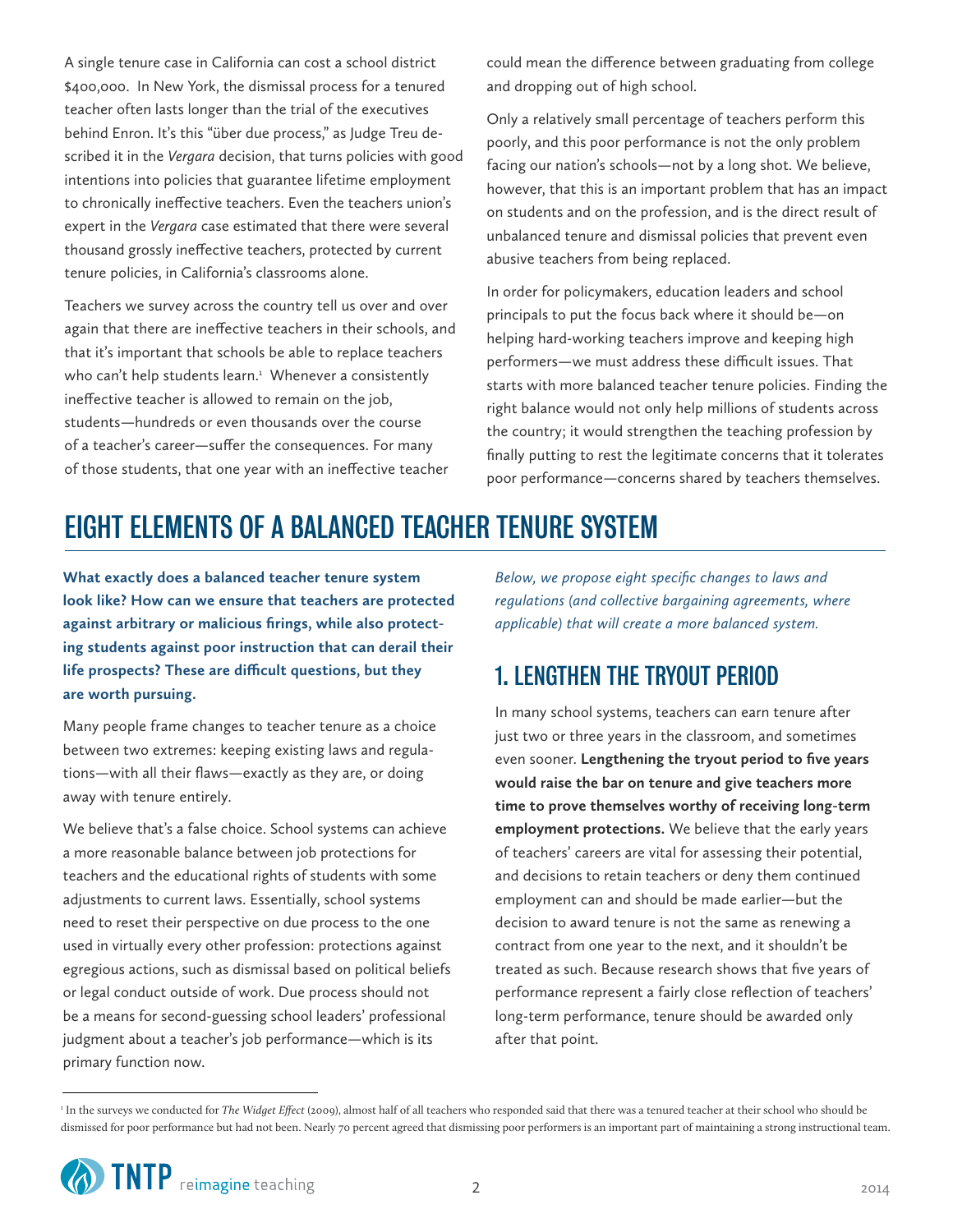A single tenure case in California can cost a school district $400,000. In New York, the dismissal process for a tenured teacher often lasts longer than the trial of the executives behind Enron. It's this "über due process," as Judge Treu described it in the *Vergara* decision, that turns policies with good intentions into policies that guarantee lifetime employment to chronically ineffective teachers. Even the teachers union's expert in the *Vergara* case estimated that there were several thousand grossly ineffective teachers, protected by current tenure policies, in California's classrooms alone.

Teachers we survey across the country tell us over and over again that there are ineffective teachers in their schools, and that it's important that schools be able to replace teachers who can't help students learn.[1] Whenever a consistently ineffective teacher is allowed to remain on the job, students—hundreds or even thousands over the course of a teacher's career—suffer the consequences. For many of those students, that one year with an ineffective teacher could mean the difference between graduating from college and dropping out of high school.

Only a relatively small percentage of teachers perform this poorly, and this poor performance is not the only problem facing our nation's schools—not by a long shot. We believe, however, that this is an important problem that has an impact on students and on the profession, and is the direct result of unbalanced tenure and dismissal policies that prevent even abusive teachers from being replaced.

In order for policymakers, education leaders and school principals to put the focus back where it should be—on helping hard-working teachers improve and keeping high performers—we must address these difficult issues. That starts with more balanced teacher tenure policies. Finding the right balance would not only help millions of students across the country; it would strengthen the teaching profession by finally putting to rest the legitimate concerns that it tolerates poor performance—concerns shared by teachers themselves.

# EIGHT ELEMENTS OF A BALANCED TEACHER TENURE SYSTEM

**What exactly does a balanced teacher tenure system look like? How can we ensure that teachers are protected against arbitrary or malicious firings, while also protecting students against poor instruction that can derail their life prospects? These are difficult questions, but they are worth pursuing.**

Many people frame changes to teacher tenure as a choice between two extremes: keeping existing laws and regulations—with all their flaws—exactly as they are, or doing away with tenure entirely.

We believe that's a false choice. School systems can achieve a more reasonable balance between job protections for teachers and the educational rights of students with some adjustments to current laws. Essentially, school systems need to reset their perspective on due process to the one used in virtually every other profession: protections against egregious actions, such as dismissal based on political beliefs or legal conduct outside of work. Due process should not be a means for second-guessing school leaders' professional judgment about a teacher's job performance—which is its primary function now.

*Below, we propose eight specific changes to laws and regulations (and collective bargaining agreements, where applicable) that will create a more balanced system.*

## 1. LENGTHEN THE TRYOUT PERIOD

In many school systems, teachers can earn tenure after just two or three years in the classroom, and sometimes even sooner. **Lengthening the tryout period to five years would raise the bar on tenure and give teachers more time to prove themselves worthy of receiving long-term employment protections.** We believe that the early years of teachers' careers are vital for assessing their potential, and decisions to retain teachers or deny them continued employment can and should be made earlier—but the decision to award tenure is not the same as renewing a contract from one year to the next, and it shouldn't be treated as such. Because research shows that five years of performance represent a fairly close reflection of teachers' long-term performance, tenure should be awarded only after that point.

[1] In the surveys we conducted for *The Widget Effect* (2009), almost half of all teachers who responded said that there was a tenured teacher at their school who should be dismissed for poor performance but had not been. Nearly 70 percent agreed that dismissing poor performers is an important part of maintaining a strong instructional team.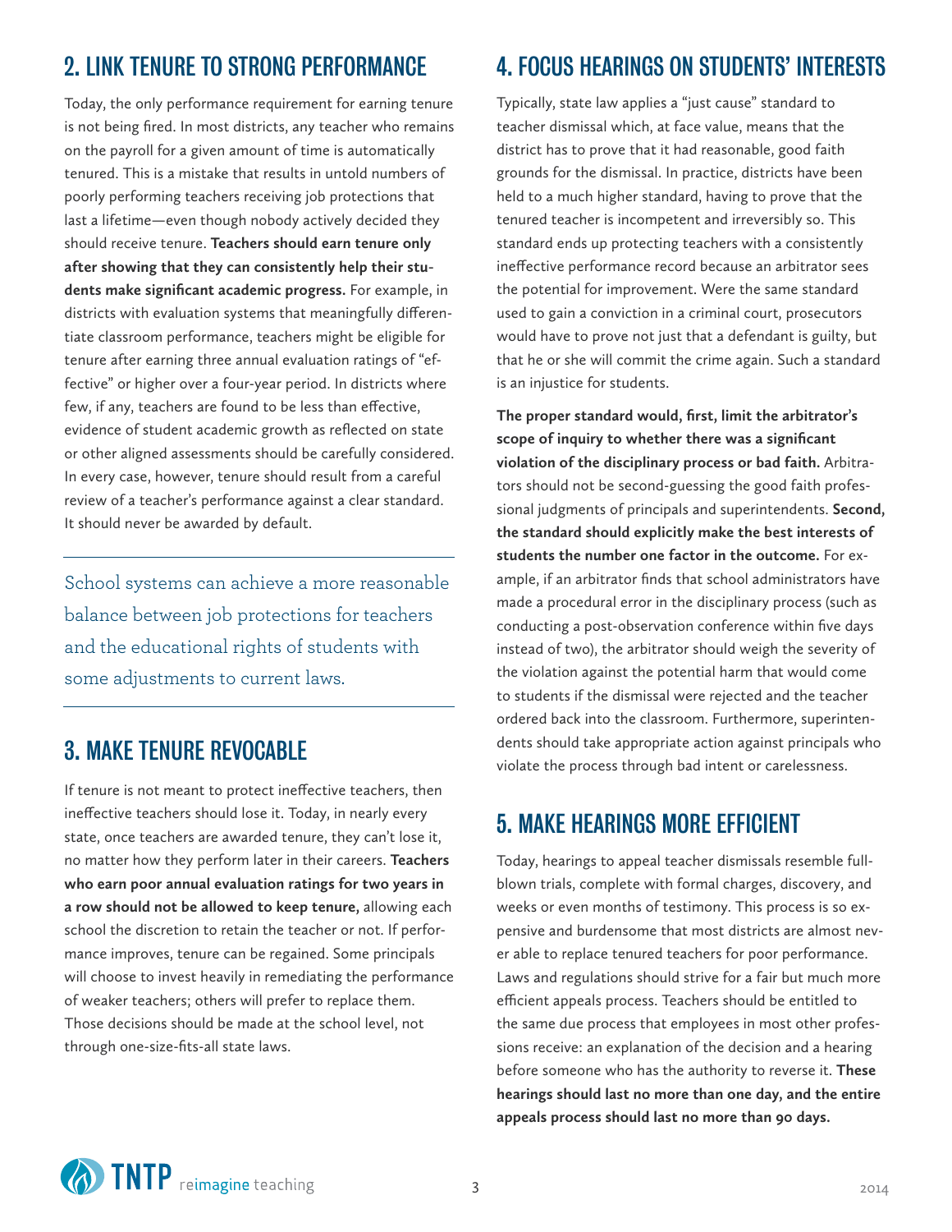## 2. LINK TENURE TO STRONG PERFORMANCE

Today, the only performance requirement for earning tenure is not being fired. In most districts, any teacher who remains on the payroll for a given amount of time is automatically tenured. This is a mistake that results in untold numbers of poorly performing teachers receiving job protections that last a lifetime—even though nobody actively decided they should receive tenure. **Teachers should earn tenure only after showing that they can consistently help their students make significant academic progress.** For example, in districts with evaluation systems that meaningfully differentiate classroom performance, teachers might be eligible for tenure after earning three annual evaluation ratings of "effective" or higher over a four-year period. In districts where few, if any, teachers are found to be less than effective, evidence of student academic growth as reflected on state or other aligned assessments should be carefully considered. In every case, however, tenure should result from a careful review of a teacher's performance against a clear standard. It should never be awarded by default.

> School systems can achieve a more reasonable balance between job protections for teachers and the educational rights of students with some adjustments to current laws.

## 3. MAKE TENURE REVOCABLE

If tenure is not meant to protect ineffective teachers, then ineffective teachers should lose it. Today, in nearly every state, once teachers are awarded tenure, they can't lose it, no matter how they perform later in their careers. **Teachers who earn poor annual evaluation ratings for two years in a row should not be allowed to keep tenure,** allowing each school the discretion to retain the teacher or not. If performance improves, tenure can be regained. Some principals will choose to invest heavily in remediating the performance of weaker teachers; others will prefer to replace them. Those decisions should be made at the school level, not through one-size-fits-all state laws.

## 4. FOCUS HEARINGS ON STUDENTS' INTERESTS

Typically, state law applies a "just cause" standard to teacher dismissal which, at face value, means that the district has to prove that it had reasonable, good faith grounds for the dismissal. In practice, districts have been held to a much higher standard, having to prove that the tenured teacher is incompetent and irreversibly so. This standard ends up protecting teachers with a consistently ineffective performance record because an arbitrator sees the potential for improvement. Were the same standard used to gain a conviction in a criminal court, prosecutors would have to prove not just that a defendant is guilty, but that he or she will commit the crime again. Such a standard is an injustice for students.

**The proper standard would, first, limit the arbitrator's scope of inquiry to whether there was a significant violation of the disciplinary process or bad faith.** Arbitrators should not be second-guessing the good faith professional judgments of principals and superintendents. **Second, the standard should explicitly make the best interests of students the number one factor in the outcome.** For example, if an arbitrator finds that school administrators have made a procedural error in the disciplinary process (such as conducting a post-observation conference within five days instead of two), the arbitrator should weigh the severity of the violation against the potential harm that would come to students if the dismissal were rejected and the teacher ordered back into the classroom. Furthermore, superintendents should take appropriate action against principals who violate the process through bad intent or carelessness.

## 5. MAKE HEARINGS MORE EFFICIENT

Today, hearings to appeal teacher dismissals resemble full-blown trials, complete with formal charges, discovery, and weeks or even months of testimony. This process is so expensive and burdensome that most districts are almost never able to replace tenured teachers for poor performance. Laws and regulations should strive for a fair but much more efficient appeals process. Teachers should be entitled to the same due process that employees in most other professions receive: an explanation of the decision and a hearing before someone who has the authority to reverse it. **These hearings should last no more than one day, and the entire appeals process should last no more than 90 days.**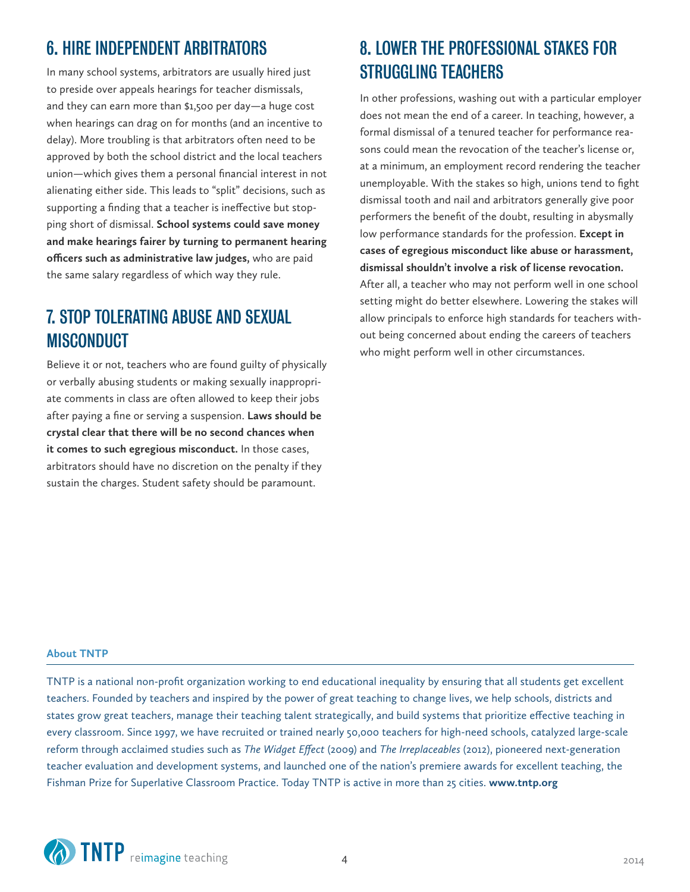## 6. HIRE INDEPENDENT ARBITRATORS

In many school systems, arbitrators are usually hired just to preside over appeals hearings for teacher dismissals, and they can earn more than $1,500 per day—a huge cost when hearings can drag on for months (and an incentive to delay). More troubling is that arbitrators often need to be approved by both the school district and the local teachers union—which gives them a personal financial interest in not alienating either side. This leads to "split" decisions, such as supporting a finding that a teacher is ineffective but stopping short of dismissal. **School systems could save money and make hearings fairer by turning to permanent hearing officers such as administrative law judges,** who are paid the same salary regardless of which way they rule.

## 7. STOP TOLERATING ABUSE AND SEXUAL MISCONDUCT

Believe it or not, teachers who are found guilty of physically or verbally abusing students or making sexually inappropriate comments in class are often allowed to keep their jobs after paying a fine or serving a suspension. **Laws should be crystal clear that there will be no second chances when it comes to such egregious misconduct.** In those cases, arbitrators should have no discretion on the penalty if they sustain the charges. Student safety should be paramount.

## 8. LOWER THE PROFESSIONAL STAKES FOR STRUGGLING TEACHERS

In other professions, washing out with a particular employer does not mean the end of a career. In teaching, however, a formal dismissal of a tenured teacher for performance reasons could mean the revocation of the teacher's license or, at a minimum, an employment record rendering the teacher unemployable. With the stakes so high, unions tend to fight dismissal tooth and nail and arbitrators generally give poor performers the benefit of the doubt, resulting in abysmally low performance standards for the profession. **Except in cases of egregious misconduct like abuse or harassment, dismissal shouldn't involve a risk of license revocation.** After all, a teacher who may not perform well in one school setting might do better elsewhere. Lowering the stakes will allow principals to enforce high standards for teachers without being concerned about ending the careers of teachers who might perform well in other circumstances.

**About TNTP**

TNTP is a national non-profit organization working to end educational inequality by ensuring that all students get excellent teachers. Founded by teachers and inspired by the power of great teaching to change lives, we help schools, districts and states grow great teachers, manage their teaching talent strategically, and build systems that prioritize effective teaching in every classroom. Since 1997, we have recruited or trained nearly 50,000 teachers for high-need schools, catalyzed large-scale reform through acclaimed studies such as *The Widget Effect* (2009) and *The Irreplaceables* (2012), pioneered next-generation teacher evaluation and development systems, and launched one of the nation's premiere awards for excellent teaching, the Fishman Prize for Superlative Classroom Practice. Today TNTP is active in more than 25 cities. **www.tntp.org**

TNTP reimagine teaching

2014